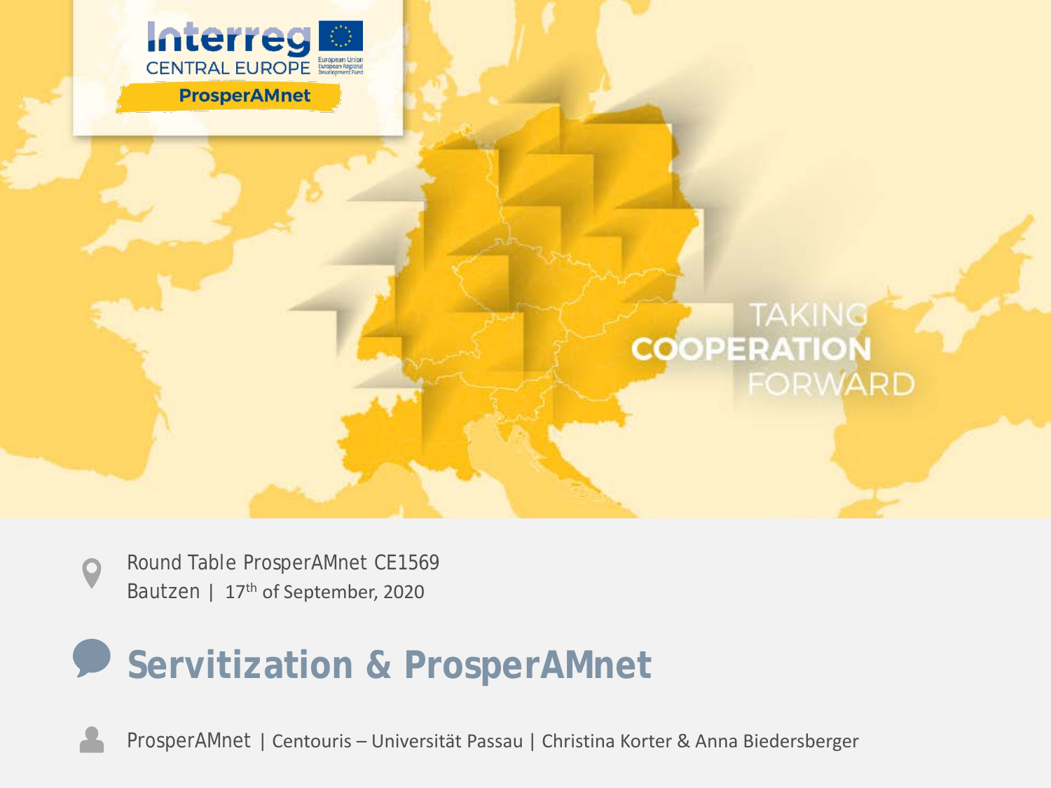Interreg
CENTRAL EUROPE
European Union
European Regional Development Fund

ProsperAMnet

TAKING
COOPERATION
FORWARD

Round Table ProsperAMnet CE1569
Bautzen | 17th of September, 2020

# Servitization & ProsperAMnet

ProsperAMnet | Centouris – Universität Passau | Christina Korter & Anna Biedersberger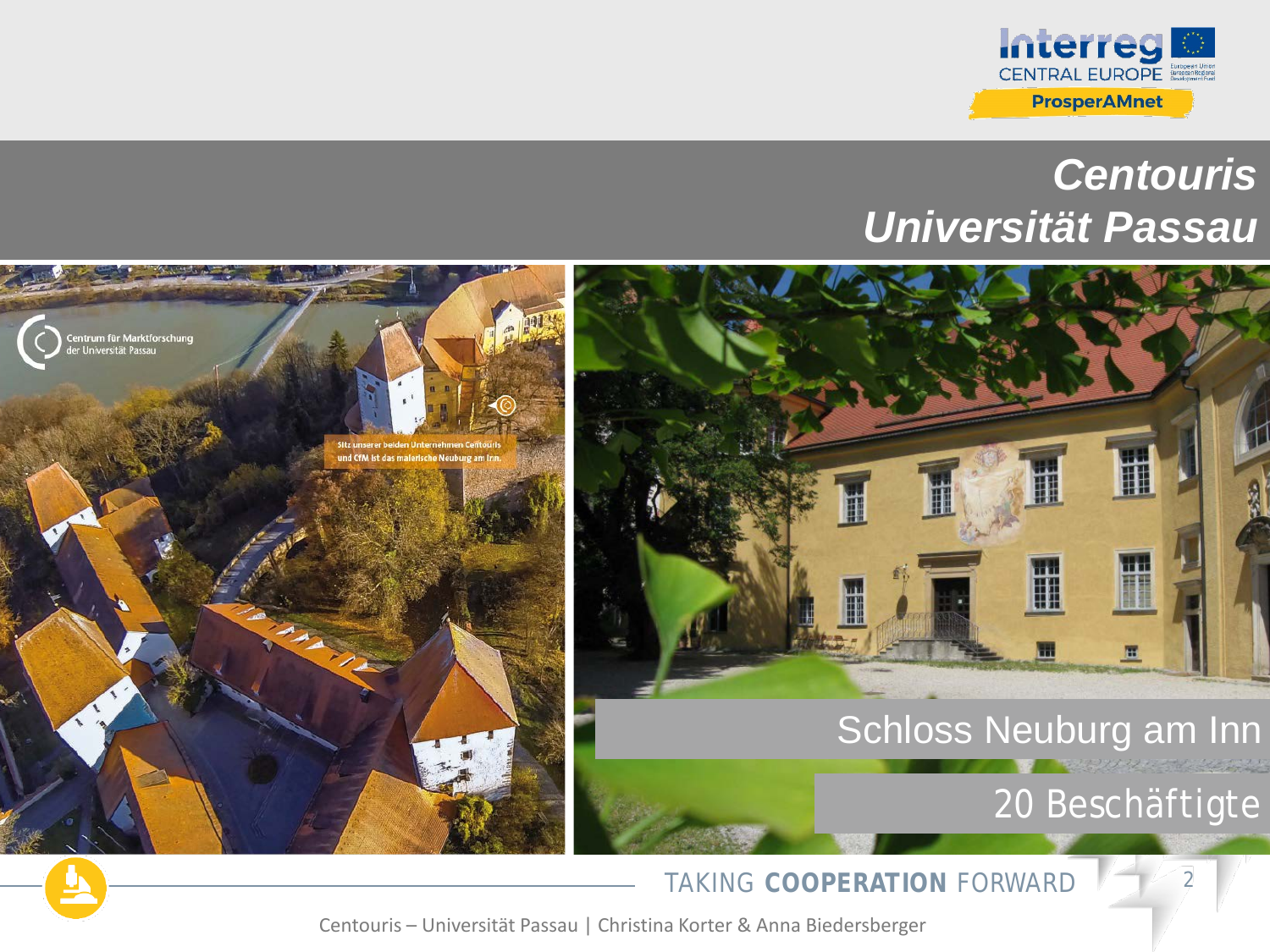# *Centouris Universität Passau*

Schloss Neuburg am Inn

20 Beschäftigte

TAKING **COOPERATION** FORWARD

Centouris – Universität Passau | Christina Korter & Anna Biedersberger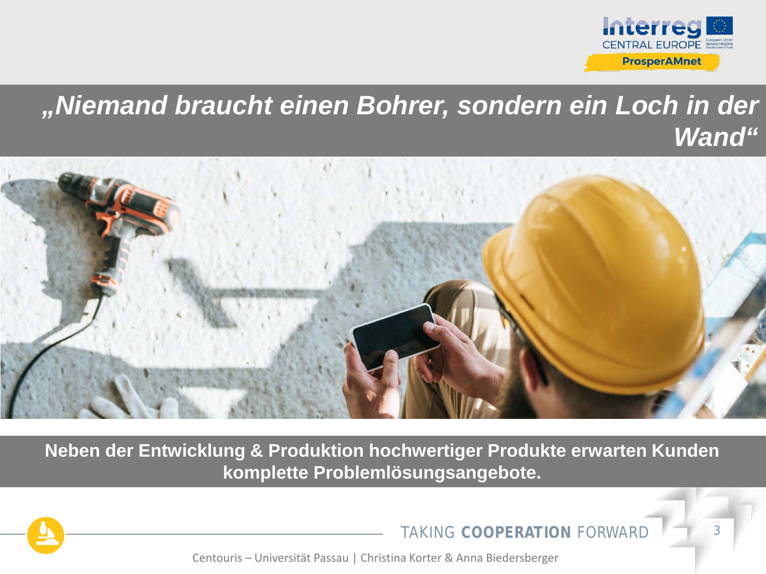# *„Niemand braucht einen Bohrer, sondern ein Loch in der Wand“*

**Neben der Entwicklung & Produktion hochwertiger Produkte erwarten Kunden komplette Problemlösungsangebote.**

Centouris – Universität Passau | Christina Korter & Anna Biedersberger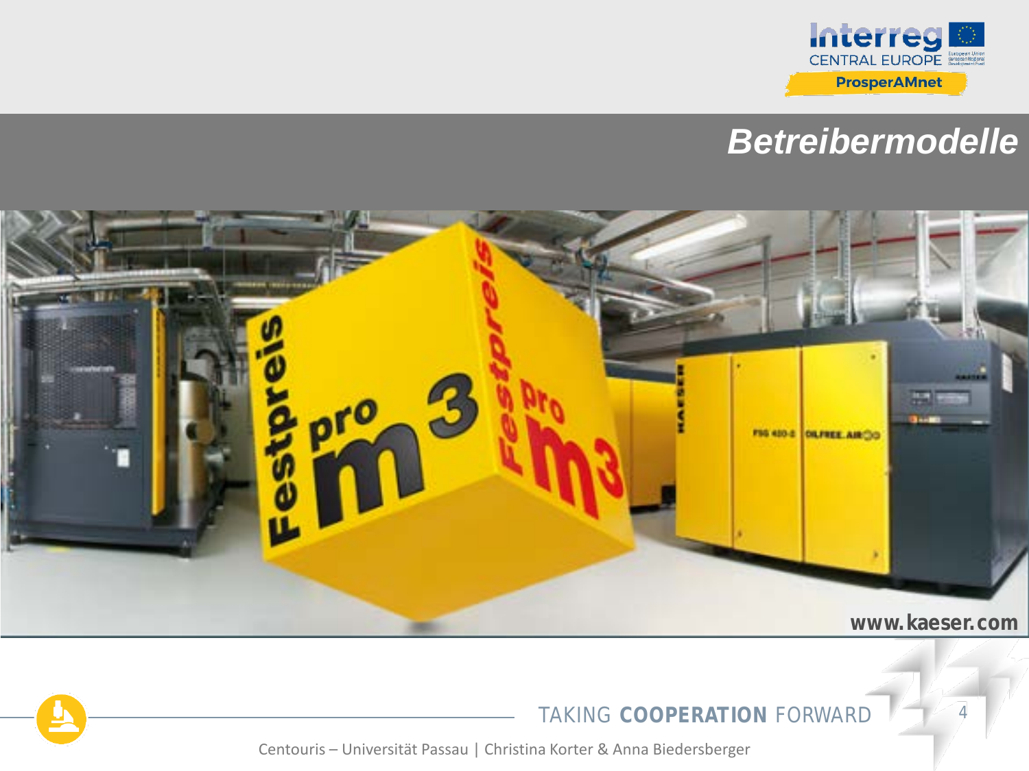# *Betreibermodelle*

www.kaeser.com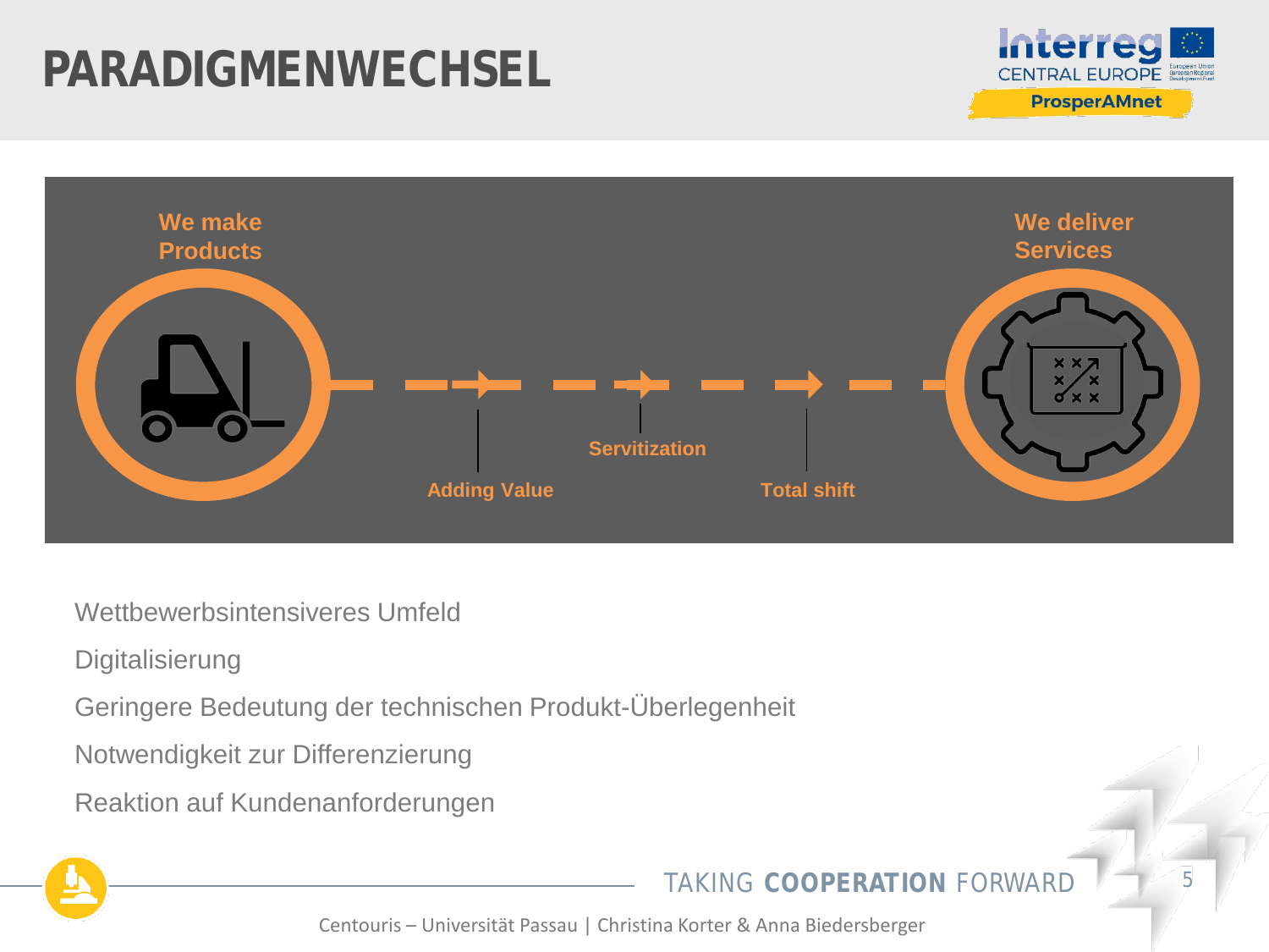# PARADIGMENWECHSEL

We make Products

We deliver Services

Adding Value

Servitization

Total shift

Wettbewerbsintensiveres Umfeld

Digitalisierung

Geringere Bedeutung der technischen Produkt-Überlegenheit

Notwendigkeit zur Differenzierung

Reaktion auf Kundenanforderungen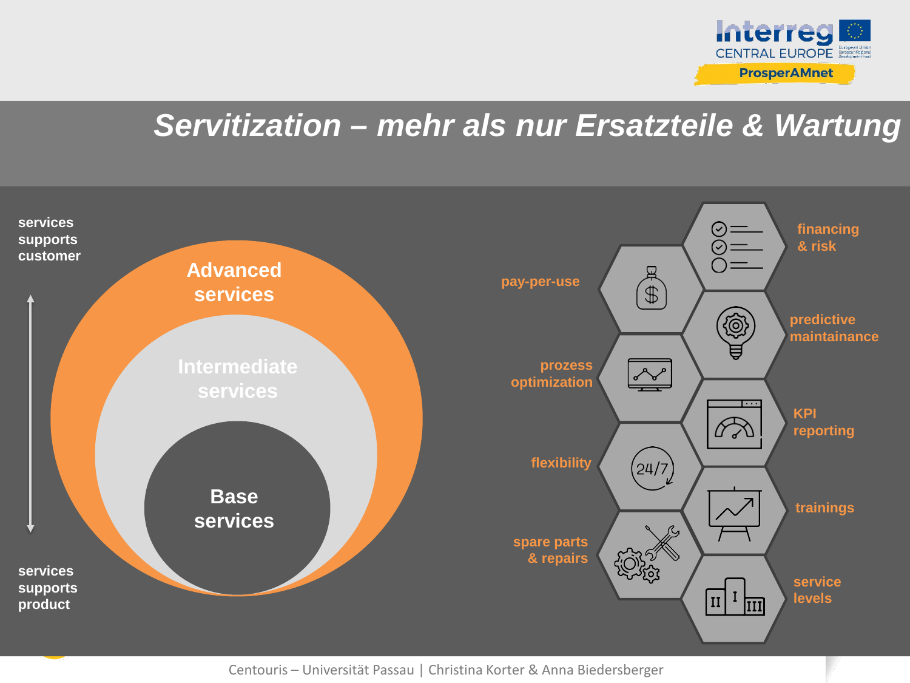# Servitization – mehr als nur Ersatzteile & Wartung

services supports customer

services supports product

**Advanced services**

**Intermediate services**

**Base services**

- financing & risk
- pay-per-use
- predictive maintainance
- prozess optimization
- KPI reporting
- flexibility
- trainings
- spare parts & repairs
- service levels

Centouris – Universität Passau | Christina Korter & Anna Biedersberger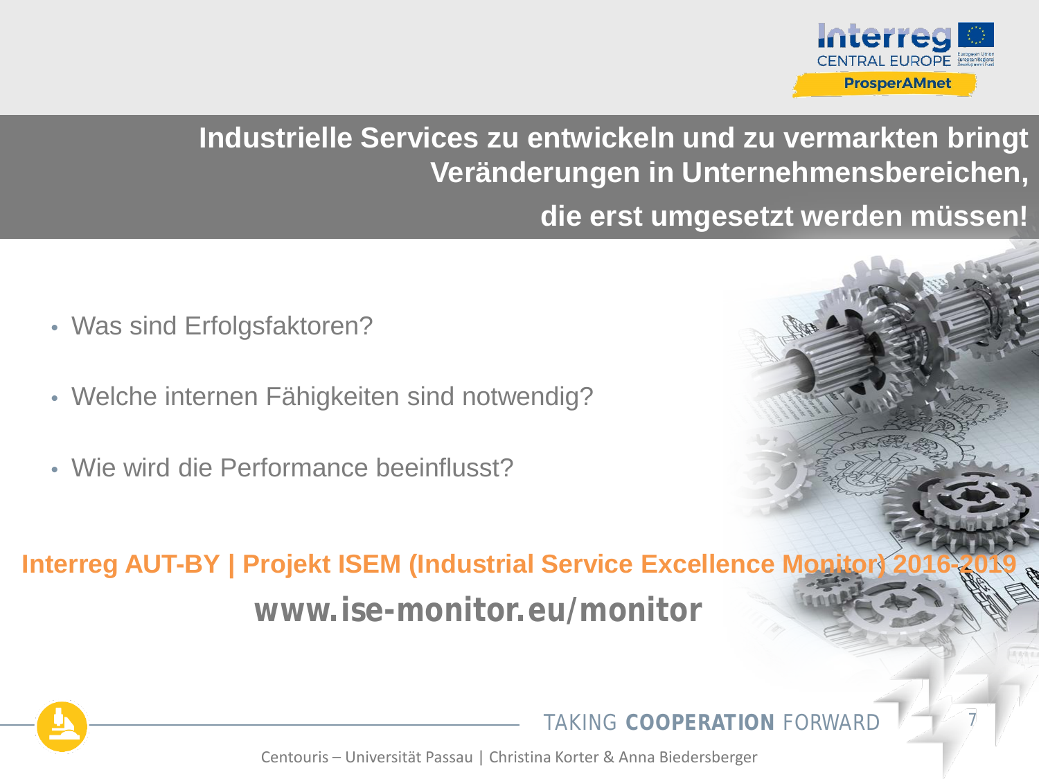## Industrielle Services zu entwickeln und zu vermarkten bringt Veränderungen in Unternehmensbereichen, die erst umgesetzt werden müssen!

- Was sind Erfolgsfaktoren?
- Welche internen Fähigkeiten sind notwendig?
- Wie wird die Performance beeinflusst?

**Interreg AUT-BY | Projekt ISEM (Industrial Service Excellence Monitor) 2016-2019**

**www.ise-monitor.eu/monitor**

Centouris – Universität Passau | Christina Korter & Anna Biedersberger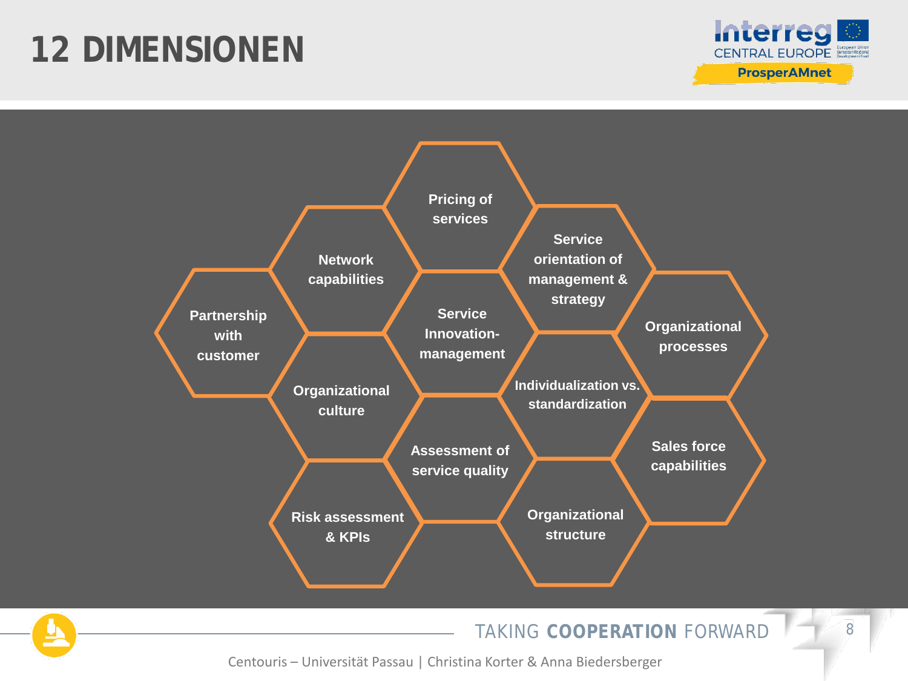# 12 DIMENSIONEN

- Pricing of services
- Network capabilities
- Service orientation of management & strategy
- Partnership with customer
- Service Innovation-management
- Organizational processes
- Organizational culture
- Individualization vs. standardization
- Sales force capabilities
- Assessment of service quality
- Risk assessment & KPIs
- Organizational structure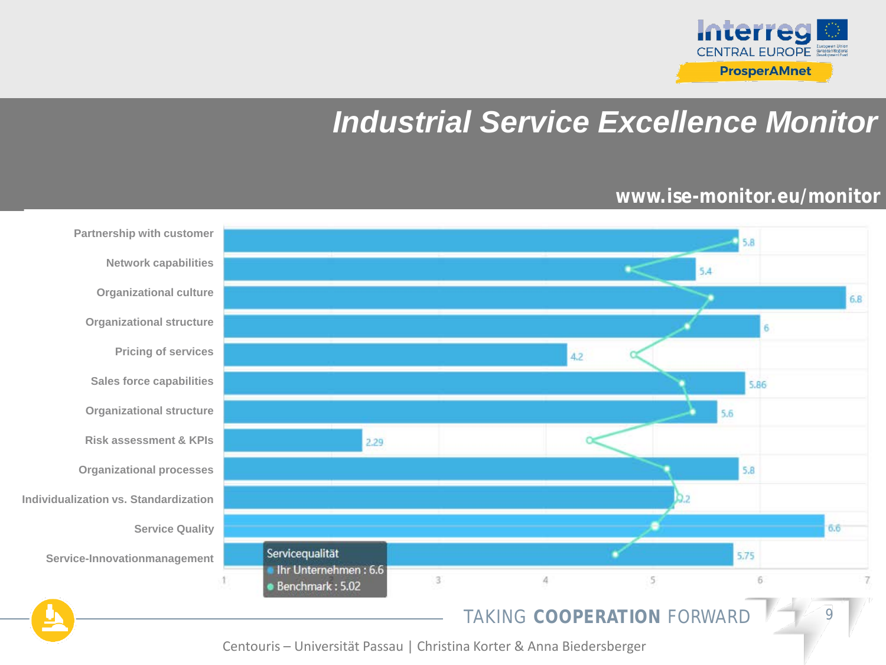# Industrial Service Excellence Monitor

**www.ise-monitor.eu/monitor**

| Category | Value |
|---|---|
| Partnership with customer | 5.8 |
| Network capabilities | 5.4 |
| Organizational culture | 6.8 |
| Organizational structure | 6 |
| Pricing of services | 4.2 |
| Sales force capabilities | 5.86 |
| Organizational structure | 5.6 |
| Risk assessment & KPIs | 2.29 |
| Organizational processes | 5.8 |
| Individualization vs. Standardization | 5.2 |
| Service Quality | 6.6 |
| Service-Innovationmanagement | 5.75 |

Servicequalität
- Ihr Unternehmen : 6.6
- Benchmark : 5.02

TAKING **COOPERATION** FORWARD

Centouris – Universität Passau | Christina Korter & Anna Biedersberger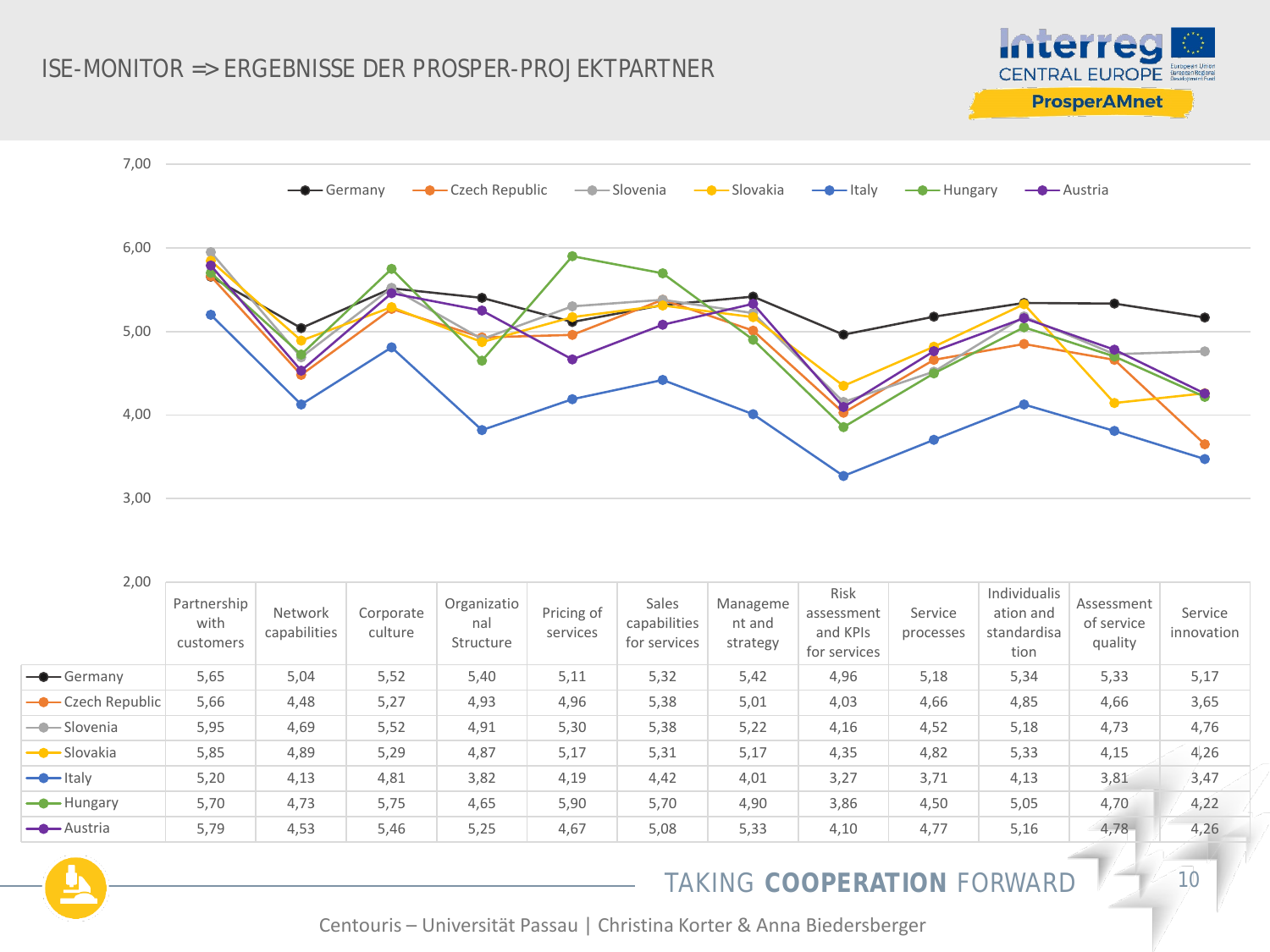# ISE-MONITOR => ERGEBNISSE DER PROSPER-PROJEKTPARTNER

| | Partnership with customers | Network capabilities | Corporate culture | Organizational Structure | Pricing of services | Sales capabilities for services | Management and strategy | Risk assessment and KPIs for services | Service processes | Individualisation and standardisation | Assessment of service quality | Service innovation |
|---|---|---|---|---|---|---|---|---|---|---|---|---|
| Germany | 5,65 | 5,04 | 5,52 | 5,40 | 5,11 | 5,32 | 5,42 | 4,96 | 5,18 | 5,34 | 5,33 | 5,17 |
| Czech Republic | 5,66 | 4,48 | 5,27 | 4,93 | 4,96 | 5,38 | 5,01 | 4,03 | 4,66 | 4,85 | 4,66 | 3,65 |
| Slovenia | 5,95 | 4,69 | 5,52 | 4,91 | 5,30 | 5,38 | 5,22 | 4,16 | 4,52 | 5,18 | 4,73 | 4,76 |
| Slovakia | 5,85 | 4,89 | 5,29 | 4,87 | 5,17 | 5,31 | 5,17 | 4,35 | 4,82 | 5,33 | 4,15 | 4,26 |
| Italy | 5,20 | 4,13 | 4,81 | 3,82 | 4,19 | 4,42 | 4,01 | 3,27 | 3,71 | 4,13 | 3,81 | 3,47 |
| Hungary | 5,70 | 4,73 | 5,75 | 4,65 | 5,90 | 5,70 | 4,90 | 3,86 | 4,50 | 5,05 | 4,70 | 4,22 |
| Austria | 5,79 | 4,53 | 5,46 | 5,25 | 4,67 | 5,08 | 5,33 | 4,10 | 4,77 | 5,16 | 4,78 | 4,26 |

Centouris – Universität Passau | Christina Korter & Anna Biedersberger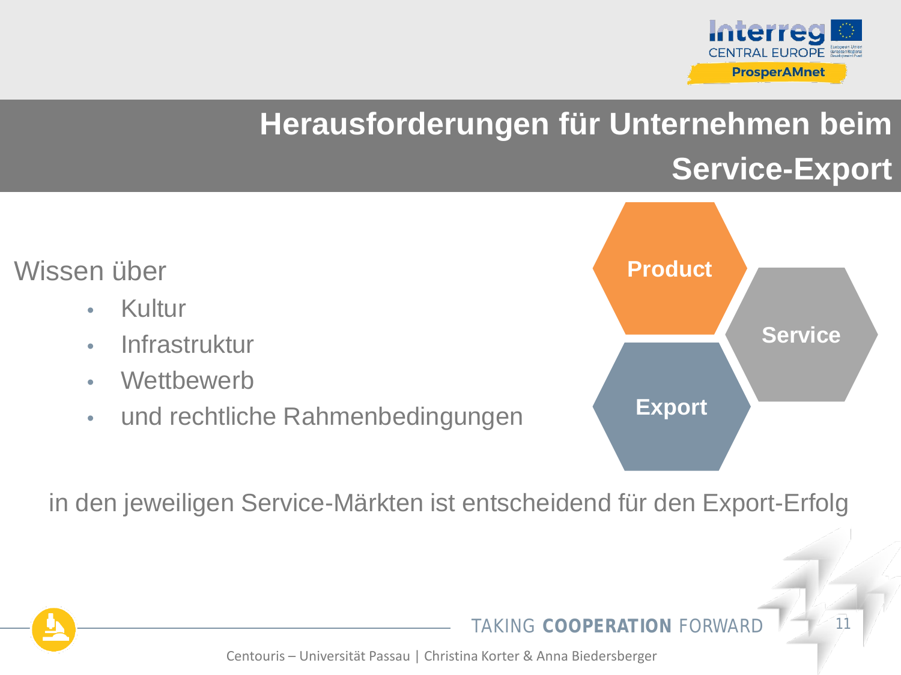# Herausforderungen für Unternehmen beim Service-Export

Wissen über

- Kultur
- Infrastruktur
- Wettbewerb
- und rechtliche Rahmenbedingungen

Product

Service

Export

in den jeweiligen Service-Märkten ist entscheidend für den Export-Erfolg

Centouris – Universität Passau | Christina Korter & Anna Biedersberger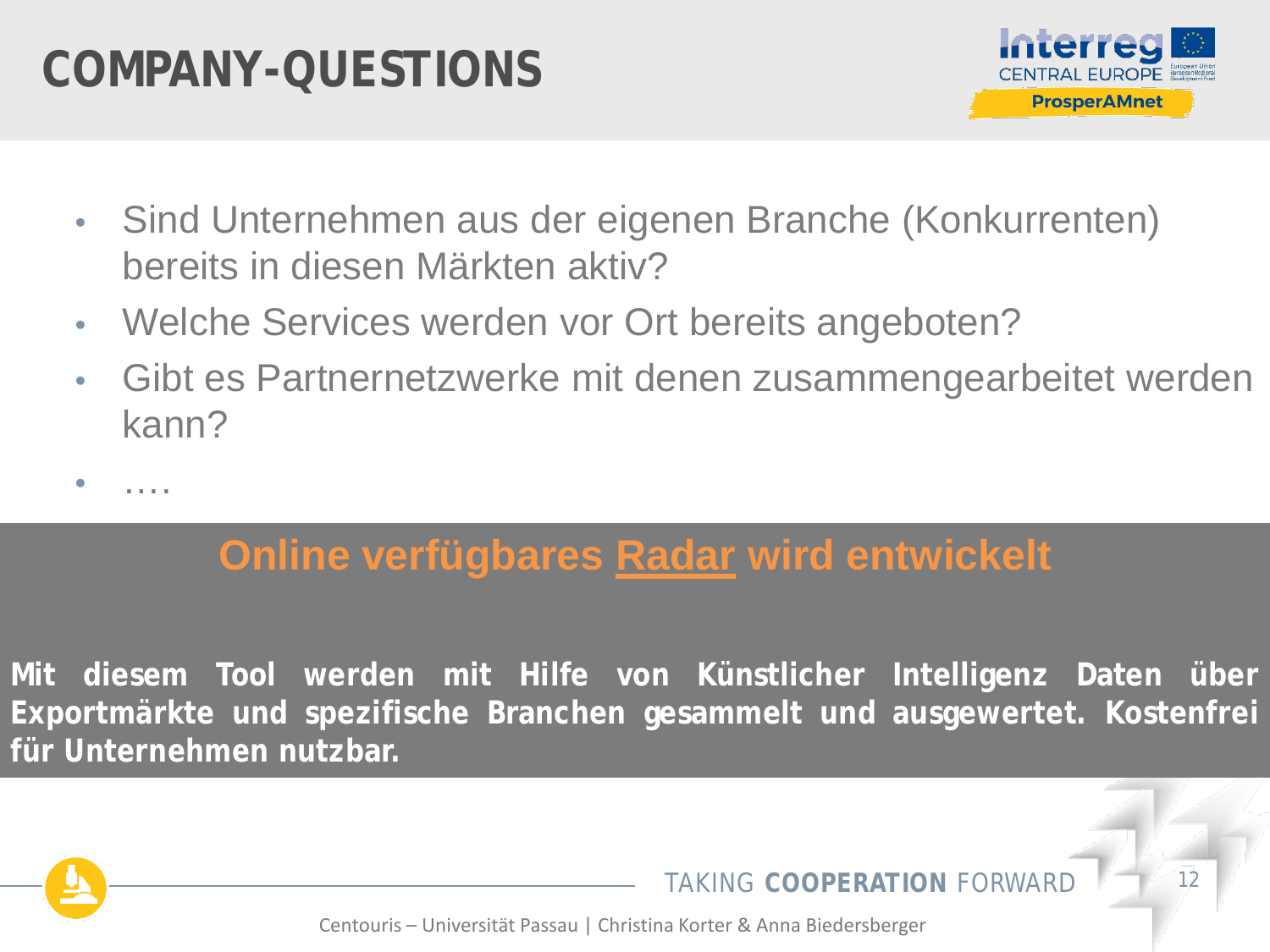# COMPANY-QUESTIONS

- Sind Unternehmen aus der eigenen Branche (Konkurrenten) bereits in diesen Märkten aktiv?
- Welche Services werden vor Ort bereits angeboten?
- Gibt es Partnernetzwerke mit denen zusammengearbeitet werden kann?
- ….

## Online verfügbares Radar wird entwickelt

**Mit diesem Tool werden mit Hilfe von Künstlicher Intelligenz Daten über Exportmärkte und spezifische Branchen gesammelt und ausgewertet. Kostenfrei für Unternehmen nutzbar.**

Centouris – Universität Passau | Christina Korter & Anna Biedersberger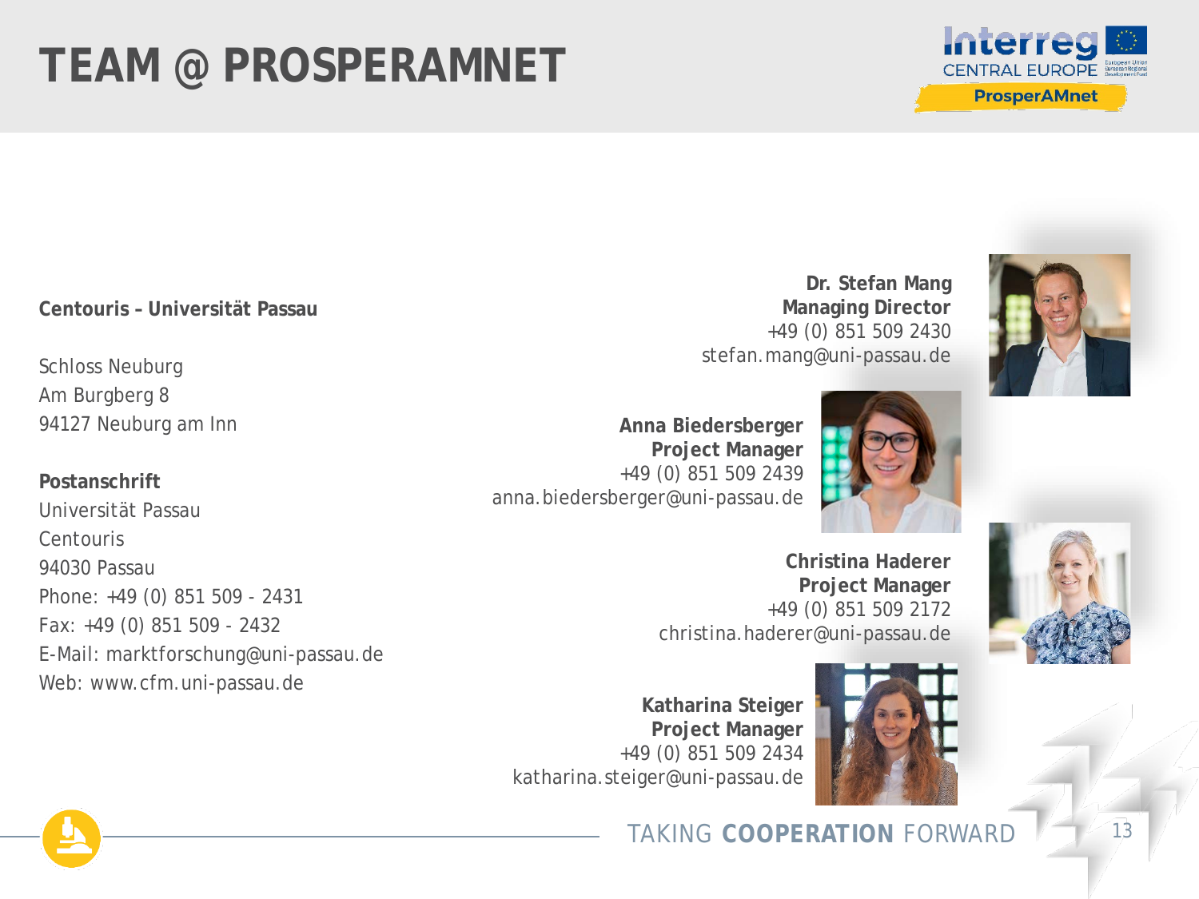# TEAM @ PROSPERAMNET

**Centouris – Universität Passau**

Schloss Neuburg
Am Burgberg 8
94127 Neuburg am Inn

**Postanschrift**
Universität Passau
Centouris
94030 Passau
Phone: +49 (0) 851 509 - 2431
Fax: +49 (0) 851 509 - 2432
E-Mail: marktforschung@uni-passau.de
Web: www.cfm.uni-passau.de

**Dr. Stefan Mang**
**Managing Director**
+49 (0) 851 509 2430
stefan.mang@uni-passau.de

**Anna Biedersberger**
**Project Manager**
+49 (0) 851 509 2439
anna.biedersberger@uni-passau.de

**Christina Haderer**
**Project Manager**
+49 (0) 851 509 2172
christina.haderer@uni-passau.de

**Katharina Steiger**
**Project Manager**
+49 (0) 851 509 2434
katharina.steiger@uni-passau.de

TAKING **COOPERATION** FORWARD